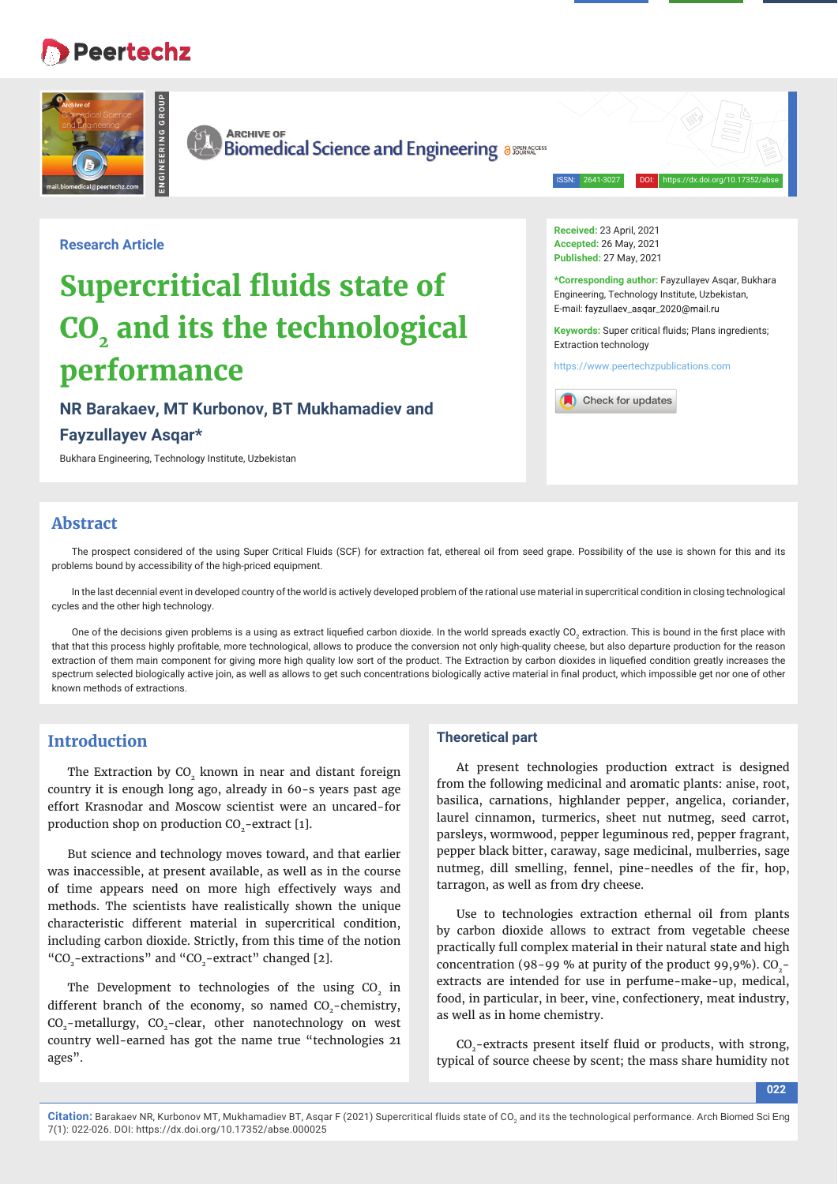**Research Article**

# Supercritical fluids state of $CO_2$ and its the technological performance

**NR Barakaev, MT Kurbonov, BT Mukhamadiev and Fayzullayev Asqar***

Bukhara Engineering, Technology Institute, Uzbekistan

**Received:** 23 April, 2021
**Accepted:** 26 May, 2021
**Published:** 27 May, 2021

***Corresponding author:** Fayzullayev Asqar, Bukhara Engineering, Technology Institute, Uzbekistan,
E-mail: fayzullaev_asqar_2020@mail.ru

**Keywords:** Super critical fluids; Plans ingredients; Extraction technology

https://www.peertechzpublications.com

## Abstract

The prospect considered of the using Super Critical Fluids (SCF) for extraction fat, ethereal oil from seed grape. Possibility of the use is shown for this and its problems bound by accessibility of the high-priced equipment.

In the last decennial event in developed country of the world is actively developed problem of the rational use material in supercritical condition in closing technological cycles and the other high technology.

One of the decisions given problems is a using as extract liquefied carbon dioxide. In the world spreads exactly $CO_2$ extraction. This is bound in the first place with that that this process highly profitable, more technological, allows to produce the conversion not only high-quality cheese, but also departure production for the reason extraction of them main component for giving more high quality low sort of the product. The Extraction by carbon dioxides in liquefied condition greatly increases the spectrum selected biologically active join, as well as allows to get such concentrations biologically active material in final product, which impossible get nor one of other known methods of extractions.

## Introduction

The Extraction by $CO_2$ known in near and distant foreign country it is enough long ago, already in 60-s years past age effort Krasnodar and Moscow scientist were an uncared-for production shop on production $CO_2$-extract [1].

But science and technology moves toward, and that earlier was inaccessible, at present available, as well as in the course of time appears need on more high effectively ways and methods. The scientists have realistically shown the unique characteristic different material in supercritical condition, including carbon dioxide. Strictly, from this time of the notion "$CO_2$-extractions" and "$CO_2$-extract" changed [2].

The Development to technologies of the using $CO_2$ in different branch of the economy, so named $CO_2$-chemistry, $CO_2$-metallurgy, $CO_2$-clear, other nanotechnology on west country well-earned has got the name true "technologies 21 ages".

## Theoretical part

At present technologies production extract is designed from the following medicinal and aromatic plants: anise, root, basilica, carnations, highlander pepper, angelica, coriander, laurel cinnamon, turmerics, sheet nut nutmeg, seed carrot, parsleys, wormwood, pepper leguminous red, pepper fragrant, pepper black bitter, caraway, sage medicinal, mulberries, sage nutmeg, dill smelling, fennel, pine-needles of the fir, hop, tarragon, as well as from dry cheese.

Use to technologies extraction ethernal oil from plants by carbon dioxide allows to extract from vegetable cheese practically full complex material in their natural state and high concentration (98-99 % at purity of the product 99,9%). $CO_2$-extracts are intended for use in perfume-make-up, medical, food, in particular, in beer, vine, confectionery, meat industry, as well as in home chemistry.

$CO_2$-extracts present itself fluid or products, with strong, typical of source cheese by scent; the mass share humidity not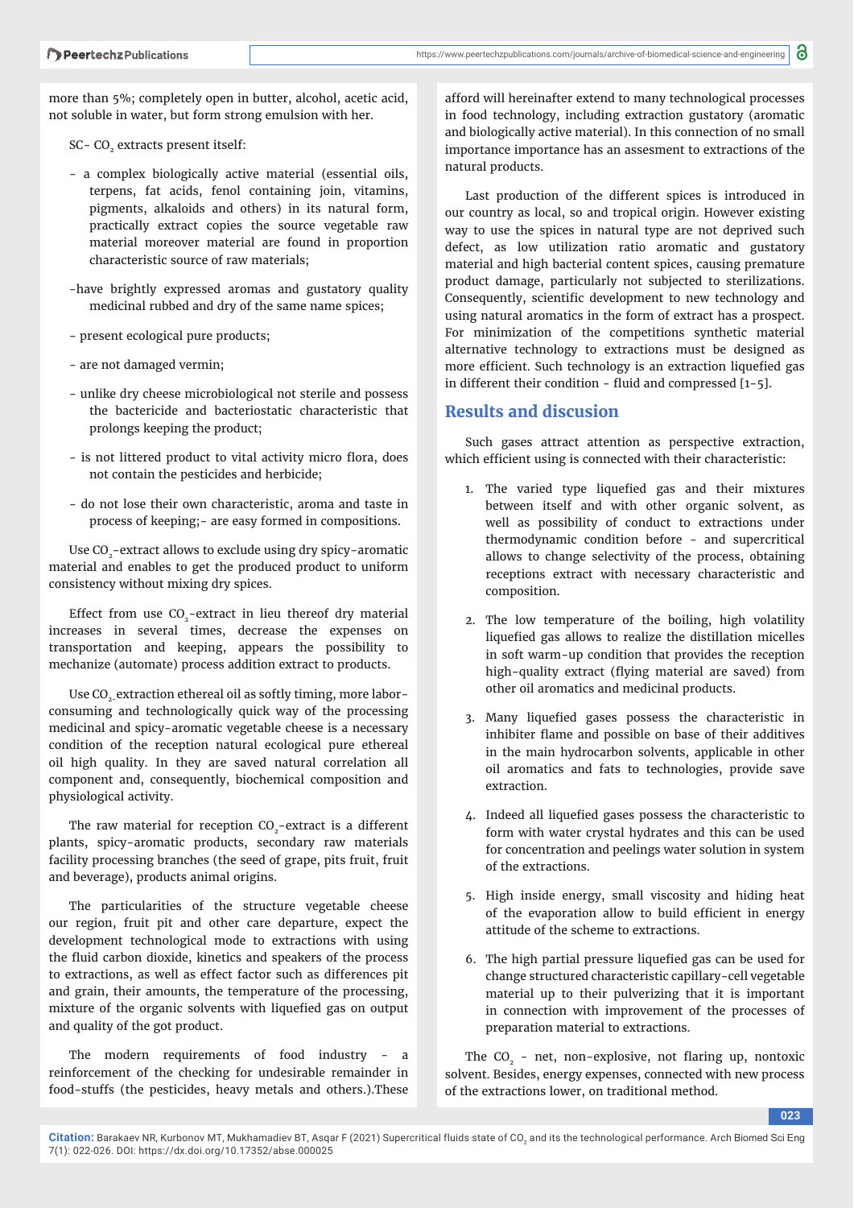more than 5%; completely open in butter, alcohol, acetic acid, not soluble in water, but form strong emulsion with her.

SC- $CO_2$ extracts present itself:

- a complex biologically active material (essential oils, terpens, fat acids, fenol containing join, vitamins, pigments, alkaloids and others) in its natural form, practically extract copies the source vegetable raw material moreover material are found in proportion characteristic source of raw materials;
- have brightly expressed aromas and gustatory quality medicinal rubbed and dry of the same name spices;
- present ecological pure products;
- are not damaged vermin;
- unlike dry cheese microbiological not sterile and possess the bactericide and bacteriostatic characteristic that prolongs keeping the product;
- is not littered product to vital activity micro flora, does not contain the pesticides and herbicide;
- do not lose their own characteristic, aroma and taste in process of keeping;- are easy formed in compositions.

Use $CO_2$-extract allows to exclude using dry spicy-aromatic material and enables to get the produced product to uniform consistency without mixing dry spices.

Effect from use $CO_2$-extract in lieu thereof dry material increases in several times, decrease the expenses on transportation and keeping, appears the possibility to mechanize (automate) process addition extract to products.

Use $CO_2$ extraction ethereal oil as softly timing, more labor-consuming and technologically quick way of the processing medicinal and spicy-aromatic vegetable cheese is a necessary condition of the reception natural ecological pure ethereal oil high quality. In they are saved natural correlation all component and, consequently, biochemical composition and physiological activity.

The raw material for reception $CO_2$-extract is a different plants, spicy-aromatic products, secondary raw materials facility processing branches (the seed of grape, pits fruit, fruit and beverage), products animal origins.

The particularities of the structure vegetable cheese our region, fruit pit and other care departure, expect the development technological mode to extractions with using the fluid carbon dioxide, kinetics and speakers of the process to extractions, as well as effect factor such as differences pit and grain, their amounts, the temperature of the processing, mixture of the organic solvents with liquefied gas on output and quality of the got product.

The modern requirements of food industry - a reinforcement of the checking for undesirable remainder in food-stuffs (the pesticides, heavy metals and others.).These afford will hereinafter extend to many technological processes in food technology, including extraction gustatory (aromatic and biologically active material). In this connection of no small importance importance has an assesment to extractions of the natural products.

Last production of the different spices is introduced in our country as local, so and tropical origin. However existing way to use the spices in natural type are not deprived such defect, as low utilization ratio aromatic and gustatory material and high bacterial content spices, causing premature product damage, particularly not subjected to sterilizations. Consequently, scientific development to new technology and using natural aromatics in the form of extract has a prospect. For minimization of the competitions synthetic material alternative technology to extractions must be designed as more efficient. Such technology is an extraction liquefied gas in different their condition - fluid and compressed [1-5].

## Results and discussion

Such gases attract attention as perspective extraction, which efficient using is connected with their characteristic:

1. The varied type liquefied gas and their mixtures between itself and with other organic solvent, as well as possibility of conduct to extractions under thermodynamic condition before - and supercritical allows to change selectivity of the process, obtaining receptions extract with necessary characteristic and composition.
2. The low temperature of the boiling, high volatility liquefied gas allows to realize the distillation micelles in soft warm-up condition that provides the reception high-quality extract (flying material are saved) from other oil aromatics and medicinal products.
3. Many liquefied gases possess the characteristic in inhibiter flame and possible on base of their additives in the main hydrocarbon solvents, applicable in other oil aromatics and fats to technologies, provide save extraction.
4. Indeed all liquefied gases possess the characteristic to form with water crystal hydrates and this can be used for concentration and peelings water solution in system of the extractions.
5. High inside energy, small viscosity and hiding heat of the evaporation allow to build efficient in energy attitude of the scheme to extractions.
6. The high partial pressure liquefied gas can be used for change structured characteristic capillary-cell vegetable material up to their pulverizing that it is important in connection with improvement of the processes of preparation material to extractions.

The $CO_2$ - net, non-explosive, not flaring up, nontoxic solvent. Besides, energy expenses, connected with new process of the extractions lower, on traditional method.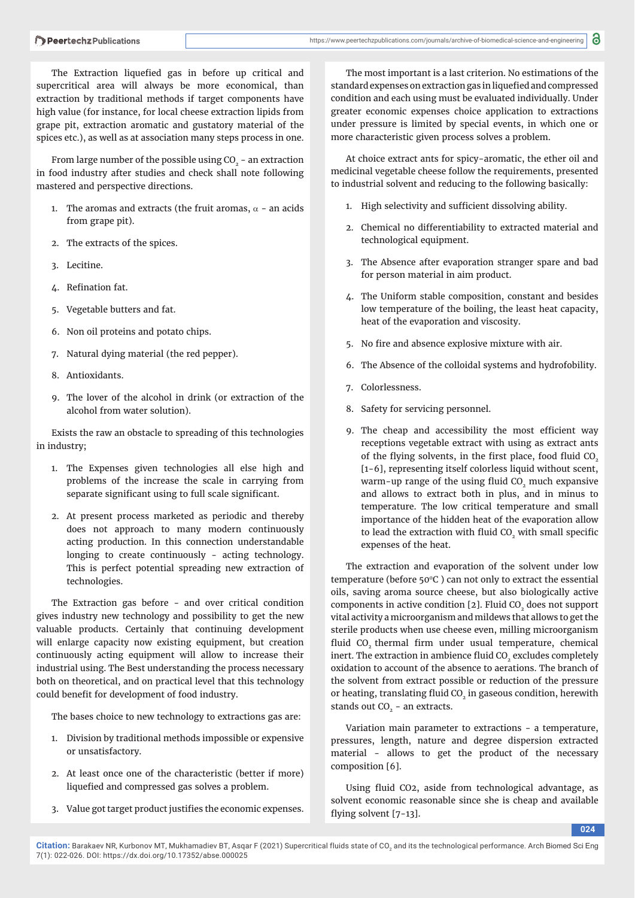The Extraction liquefied gas in before up critical and supercritical area will always be more economical, than extraction by traditional methods if target components have high value (for instance, for local cheese extraction lipids from grape pit, extraction aromatic and gustatory material of the spices etc.), as well as at association many steps process in one.

From large number of the possible using $CO_2$ - an extraction in food industry after studies and check shall note following mastered and perspective directions.

1. The aromas and extracts (the fruit aromas, $\alpha$ - an acids from grape pit).
2. The extracts of the spices.
3. Lecitine.
4. Refination fat.
5. Vegetable butters and fat.
6. Non oil proteins and potato chips.
7. Natural dying material (the red pepper).
8. Antioxidants.
9. The lover of the alcohol in drink (or extraction of the alcohol from water solution).

Exists the raw an obstacle to spreading of this technologies in industry;

1. The Expenses given technologies all else high and problems of the increase the scale in carrying from separate significant using to full scale significant.
2. At present process marketed as periodic and thereby does not approach to many modern continuously acting production. In this connection understandable longing to create continuously - acting technology. This is perfect potential spreading new extraction of technologies.

The Extraction gas before - and over critical condition gives industry new technology and possibility to get the new valuable products. Certainly that continuing development will enlarge capacity now existing equipment, but creation continuously acting equipment will allow to increase their industrial using. The Best understanding the process necessary both on theoretical, and on practical level that this technology could benefit for development of food industry.

The bases choice to new technology to extractions gas are:

1. Division by traditional methods impossible or expensive or unsatisfactory.
2. At least once one of the characteristic (better if more) liquefied and compressed gas solves a problem.
3. Value got target product justifies the economic expenses.

The most important is a last criterion. No estimations of the standard expenses on extraction gas in liquefied and compressed condition and each using must be evaluated individually. Under greater economic expenses choice application to extractions under pressure is limited by special events, in which one or more characteristic given process solves a problem.

At choice extract ants for spicy-aromatic, the ether oil and medicinal vegetable cheese follow the requirements, presented to industrial solvent and reducing to the following basically:

1. High selectivity and sufficient dissolving ability.
2. Chemical no differentiability to extracted material and technological equipment.
3. The Absence after evaporation stranger spare and bad for person material in aim product.
4. The Uniform stable composition, constant and besides low temperature of the boiling, the least heat capacity, heat of the evaporation and viscosity.
5. No fire and absence explosive mixture with air.
6. The Absence of the colloidal systems and hydrofobility.
7. Colorlessness.
8. Safety for servicing personnel.
9. The cheap and accessibility the most efficient way receptions vegetable extract with using as extract ants of the flying solvents, in the first place, food fluid $CO_2$ [1-6], representing itself colorless liquid without scent, warm-up range of the using fluid $CO_2$ much expansive and allows to extract both in plus, and in minus to temperature. The low critical temperature and small importance of the hidden heat of the evaporation allow to lead the extraction with fluid $CO_2$ with small specific expenses of the heat.

The extraction and evaporation of the solvent under low temperature (before 50$^oC$ ) can not only to extract the essential oils, saving aroma source cheese, but also biologically active components in active condition [2]. Fluid $CO_2$ does not support vital activity a microorganism and mildews that allows to get the sterile products when use cheese even, milling microorganism fluid $CO_2$ thermal firm under usual temperature, chemical inert. The extraction in ambience fluid $CO_2$ excludes completely oxidation to account of the absence to aerations. The branch of the solvent from extract possible or reduction of the pressure or heating, translating fluid $CO_2$ in gaseous condition, herewith stands out $CO_2$ - an extracts.

Variation main parameter to extractions - a temperature, pressures, length, nature and degree dispersion extracted material - allows to get the product of the necessary composition [6].

Using fluid CO2, aside from technological advantage, as solvent economic reasonable since she is cheap and available flying solvent [7-13].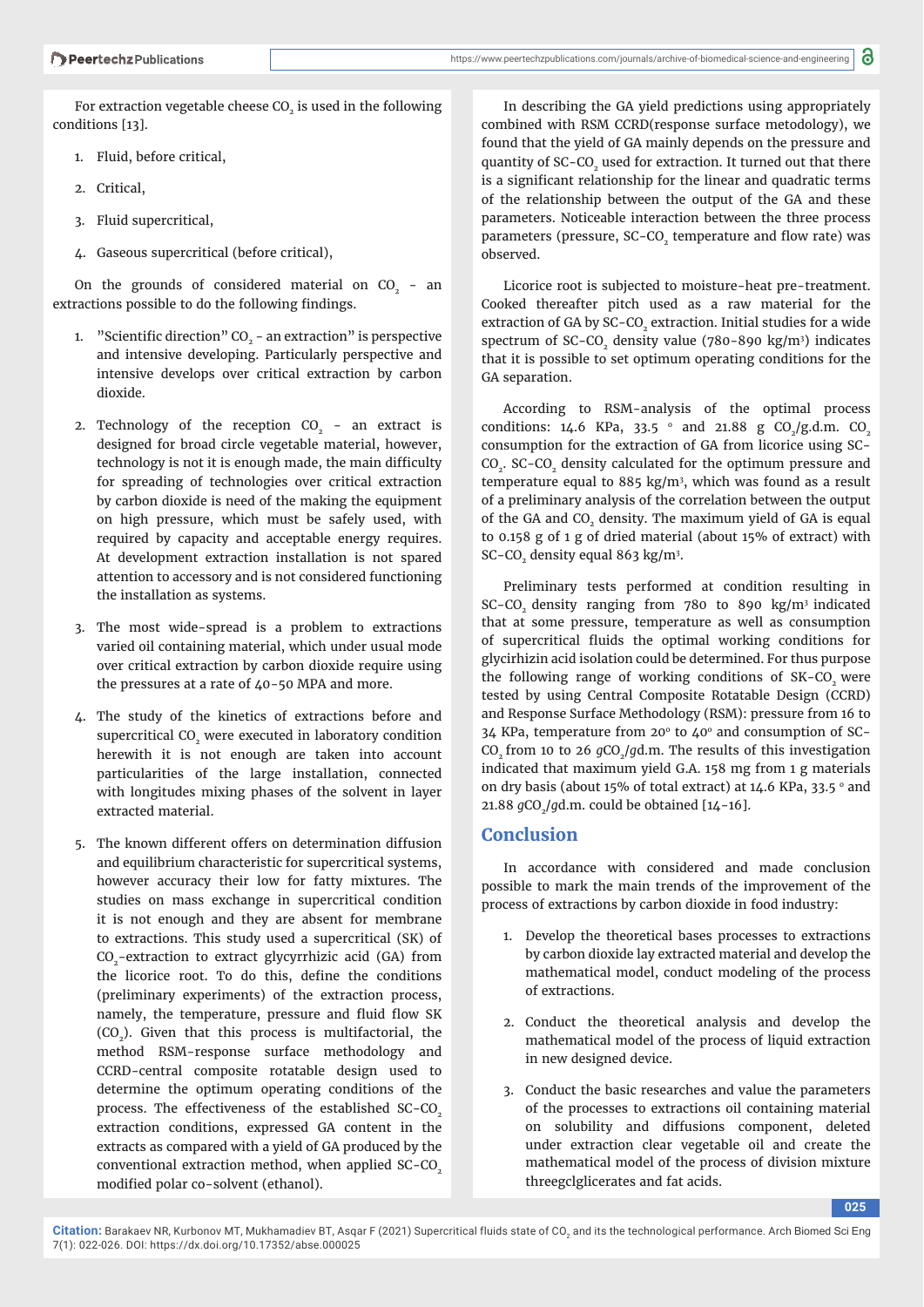For extraction vegetable cheese $CO_2$ is used in the following conditions [13].

1. Fluid, before critical,
2. Critical,
3. Fluid supercritical,
4. Gaseous supercritical (before critical),

On the grounds of considered material on $CO_2$ - an extractions possible to do the following findings.

1. "Scientific direction" $CO_2$ - an extraction" is perspective and intensive developing. Particularly perspective and intensive develops over critical extraction by carbon dioxide.

2. Technology of the reception $CO_2$ - an extract is designed for broad circle vegetable material, however, technology is not it is enough made, the main difficulty for spreading of technologies over critical extraction by carbon dioxide is need of the making the equipment on high pressure, which must be safely used, with required by capacity and acceptable energy requires. At development extraction installation is not spared attention to accessory and is not considered functioning the installation as systems.

3. The most wide-spread is a problem to extractions varied oil containing material, which under usual mode over critical extraction by carbon dioxide require using the pressures at a rate of 40-50 MPA and more.

4. The study of the kinetics of extractions before and supercritical $CO_2$ were executed in laboratory condition herewith it is not enough are taken into account particularities of the large installation, connected with longitudes mixing phases of the solvent in layer extracted material.

5. The known different offers on determination diffusion and equilibrium characteristic for supercritical systems, however accuracy their low for fatty mixtures. The studies on mass exchange in supercritical condition it is not enough and they are absent for membrane to extractions. This study used a supercritical (SK) of $CO_2$-extraction to extract glycyrrhizic acid (GA) from the licorice root. To do this, define the conditions (preliminary experiments) of the extraction process, namely, the temperature, pressure and fluid flow SK ($CO_2$). Given that this process is multifactorial, the method RSM-response surface methodology and CCRD-central composite rotatable design used to determine the optimum operating conditions of the process. The effectiveness of the established SC-$CO_2$ extraction conditions, expressed GA content in the extracts as compared with a yield of GA produced by the conventional extraction method, when applied SC-$CO_2$ modified polar co-solvent (ethanol).

In describing the GA yield predictions using appropriately combined with RSM CCRD(response surface metodology), we found that the yield of GA mainly depends on the pressure and quantity of SC-$CO_2$ used for extraction. It turned out that there is a significant relationship for the linear and quadratic terms of the relationship between the output of the GA and these parameters. Noticeable interaction between the three process parameters (pressure, SC-$CO_2$ temperature and flow rate) was observed.

Licorice root is subjected to moisture-heat pre-treatment. Cooked thereafter pitch used as a raw material for the extraction of GA by SC-$CO_2$ extraction. Initial studies for a wide spectrum of SC-$CO_2$ density value (780-890 kg/m³) indicates that it is possible to set optimum operating conditions for the GA separation.

According to RSM-analysis of the optimal process conditions: 14.6 KPa, 33.5 ° and 21.88 g $CO_2$/g.d.m. $CO_2$ consumption for the extraction of GA from licorice using SC-$CO_2$. SC-$CO_2$ density calculated for the optimum pressure and temperature equal to 885 kg/m³, which was found as a result of a preliminary analysis of the correlation between the output of the GA and $CO_2$ density. The maximum yield of GA is equal to 0.158 g of 1 g of dried material (about 15% of extract) with SC-$CO_2$ density equal 863 kg/m³.

Preliminary tests performed at condition resulting in SC-$CO_2$ density ranging from 780 to 890 kg/m³ indicated that at some pressure, temperature as well as consumption of supercritical fluids the optimal working conditions for glycirhizin acid isolation could be determined. For thus purpose the following range of working conditions of SK-$CO_2$ were tested by using Central Composite Rotatable Design (CCRD) and Response Surface Methodology (RSM): pressure from 16 to 34 KPa, temperature from 20° to 40° and consumption of SC-$CO_2$ from 10 to 26 $g$$CO_2$/$g$d.m. The results of this investigation indicated that maximum yield G.A. 158 mg from 1 g materials on dry basis (about 15% of total extract) at 14.6 KPa, 33.5 ° and 21.88 $g$$CO_2$/$g$d.m. could be obtained [14-16].

## Conclusion

In accordance with considered and made conclusion possible to mark the main trends of the improvement of the process of extractions by carbon dioxide in food industry:

1. Develop the theoretical bases processes to extractions by carbon dioxide lay extracted material and develop the mathematical model, conduct modeling of the process of extractions.

2. Conduct the theoretical analysis and develop the mathematical model of the process of liquid extraction in new designed device.

3. Conduct the basic researches and value the parameters of the processes to extractions oil containing material on solubility and diffusions component, deleted under extraction clear vegetable oil and create the mathematical model of the process of division mixture threegclglicerates and fat acids.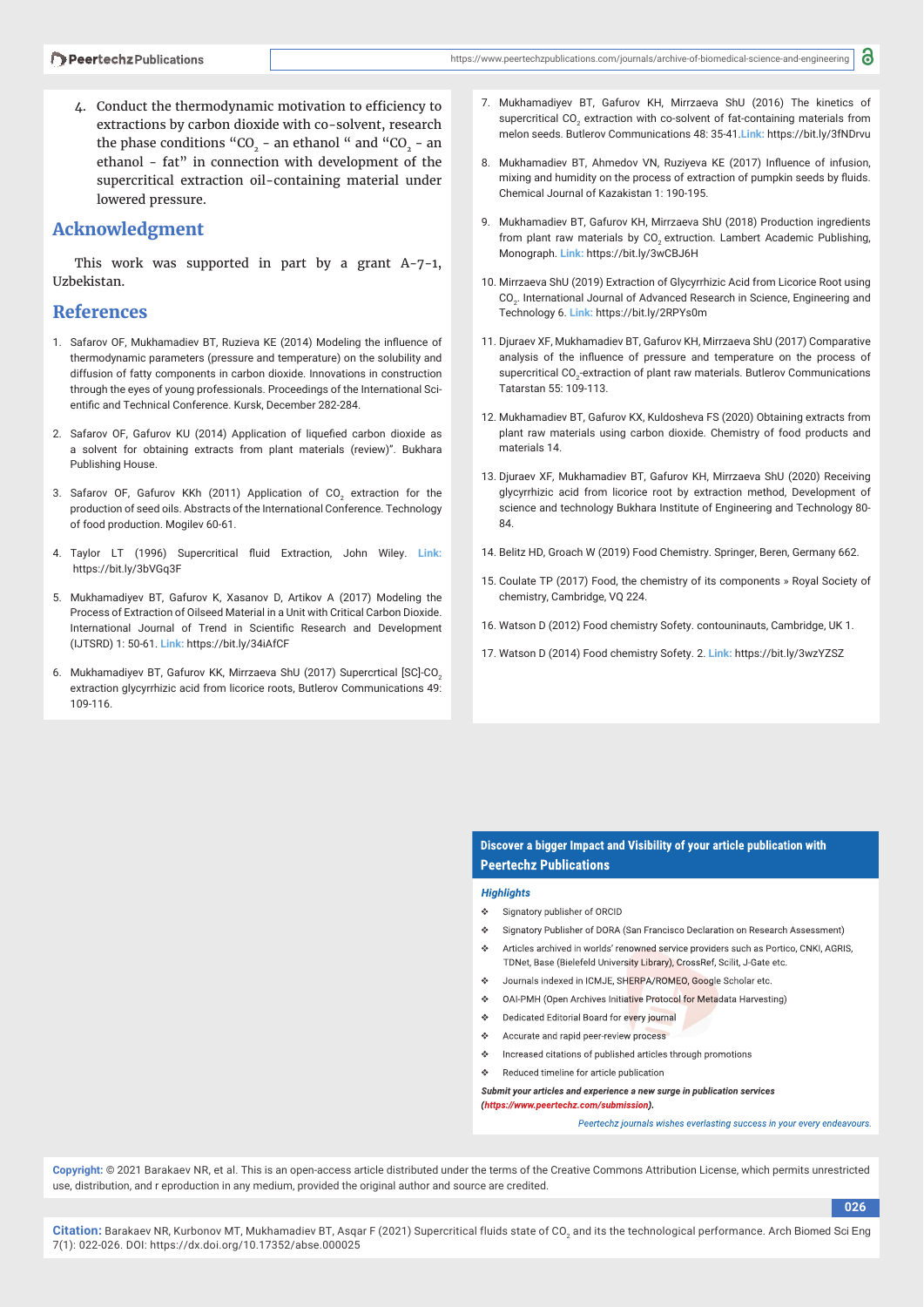4. Conduct the thermodynamic motivation to efficiency to extractions by carbon dioxide with co-solvent, research the phase conditions "$CO_2$ - an ethanol " and "$CO_2$ - an ethanol - fat" in connection with development of the supercritical extraction oil-containing material under lowered pressure.

## Acknowledgment

This work was supported in part by a grant A-7-1, Uzbekistan.

## References

1. Safarov OF, Mukhamadiev BT, Ruzieva KE (2014) Modeling the influence of thermodynamic parameters (pressure and temperature) on the solubility and diffusion of fatty components in carbon dioxide. Innovations in construction through the eyes of young professionals. Proceedings of the International Scientific and Technical Conference. Kursk, December 282-284.
2. Safarov OF, Gafurov KU (2014) Application of liquefied carbon dioxide as a solvent for obtaining extracts from plant materials (review)". Bukhara Publishing House.
3. Safarov OF, Gafurov KKh (2011) Application of $CO_2$ extraction for the production of seed oils. Abstracts of the International Conference. Technology of food production. Mogilev 60-61.
4. Taylor LT (1996) Supercritical fluid Extraction, John Wiley. Link: https://bit.ly/3bVGq3F
5. Mukhamadiyev BT, Gafurov K, Xasanov D, Artikov A (2017) Modeling the Process of Extraction of Oilseed Material in a Unit with Critical Carbon Dioxide. International Journal of Trend in Scientific Research and Development (IJTSRD) 1: 50-61. Link: https://bit.ly/34iAfCF
6. Mukhamadiyev BT, Gafurov KK, Mirrzaeva ShU (2017) Supercrtical [SC]-$CO_2$ extraction glycyrrhizic acid from licorice roots, Butlerov Communications 49: 109-116.
7. Mukhamadiyev BT, Gafurov KH, Mirrzaeva ShU (2016) The kinetics of supercritical $CO_2$ extraction with co-solvent of fat-containing materials from melon seeds. Butlerov Communications 48: 35-41.Link: https://bit.ly/3fNDrvu
8. Mukhamadiev BT, Ahmedov VN, Ruziyeva KE (2017) Influence of infusion, mixing and humidity on the process of extraction of pumpkin seeds by fluids. Chemical Journal of Kazakistan 1: 190-195.
9. Mukhamadiev BT, Gafurov KH, Mirrzaeva ShU (2018) Production ingredients from plant raw materials by $CO_2$ extruction. Lambert Academic Publishing, Monograph. Link: https://bit.ly/3wCBJ6H
10. Mirrzaeva ShU (2019) Extraction of Glycyrrhizic Acid from Licorice Root using $CO_2$. International Journal of Advanced Research in Science, Engineering and Technology 6. Link: https://bit.ly/2RPYs0m
11. Djuraev XF, Mukhamadiev BT, Gafurov KH, Mirrzaeva ShU (2017) Comparative analysis of the influence of pressure and temperature on the process of supercritical $CO_2$-extraction of plant raw materials. Butlerov Communications Tatarstan 55: 109-113.
12. Mukhamadiev BT, Gafurov KX, Kuldosheva FS (2020) Obtaining extracts from plant raw materials using carbon dioxide. Chemistry of food products and materials 14.
13. Djuraev XF, Mukhamadiev BT, Gafurov KH, Mirrzaeva ShU (2020) Receiving glycyrrhizic acid from licorice root by extraction method, Development of science and technology Bukhara Institute of Engineering and Technology 80-84.
14. Belitz HD, Groach W (2019) Food Chemistry. Springer, Beren, Germany 662.
15. Coulate TP (2017) Food, the chemistry of its components » Royal Society of chemistry, Cambridge, VQ 224.
16. Watson D (2012) Food chemistry Sofety. contouninauts, Cambridge, UK 1.
17. Watson D (2014) Food chemistry Sofety. 2. Link: https://bit.ly/3wzYZSZ

**Discover a bigger Impact and Visibility of your article publication with Peertechz Publications**

***Highlights***

- Signatory publisher of ORCID
- Signatory Publisher of DORA (San Francisco Declaration on Research Assessment)
- Articles archived in worlds' renowned service providers such as Portico, CNKI, AGRIS, TDNet, Base (Bielefeld University Library), CrossRef, Scilit, J-Gate etc.
- Journals indexed in ICMJE, SHERPA/ROMEO, Google Scholar etc.
- OAI-PMH (Open Archives Initiative Protocol for Metadata Harvesting)
- Dedicated Editorial Board for every journal
- Accurate and rapid peer-review process
- Increased citations of published articles through promotions
- Reduced timeline for article publication

***Submit your articles and experience a new surge in publication services (https://www.peertechz.com/submission).***

*Peertechz journals wishes everlasting success in your every endeavours.*

**Copyright:** © 2021 Barakaev NR, et al. This is an open-access article distributed under the terms of the Creative Commons Attribution License, which permits unrestricted use, distribution, and r eproduction in any medium, provided the original author and source are credited.

**Citation:** Barakaev NR, Kurbonov MT, Mukhamadiev BT, Asqar F (2021) Supercritical fluids state of $CO_2$ and its the technological performance. Arch Biomed Sci Eng 7(1): 022-026. DOI: https://dx.doi.org/10.17352/abse.000025